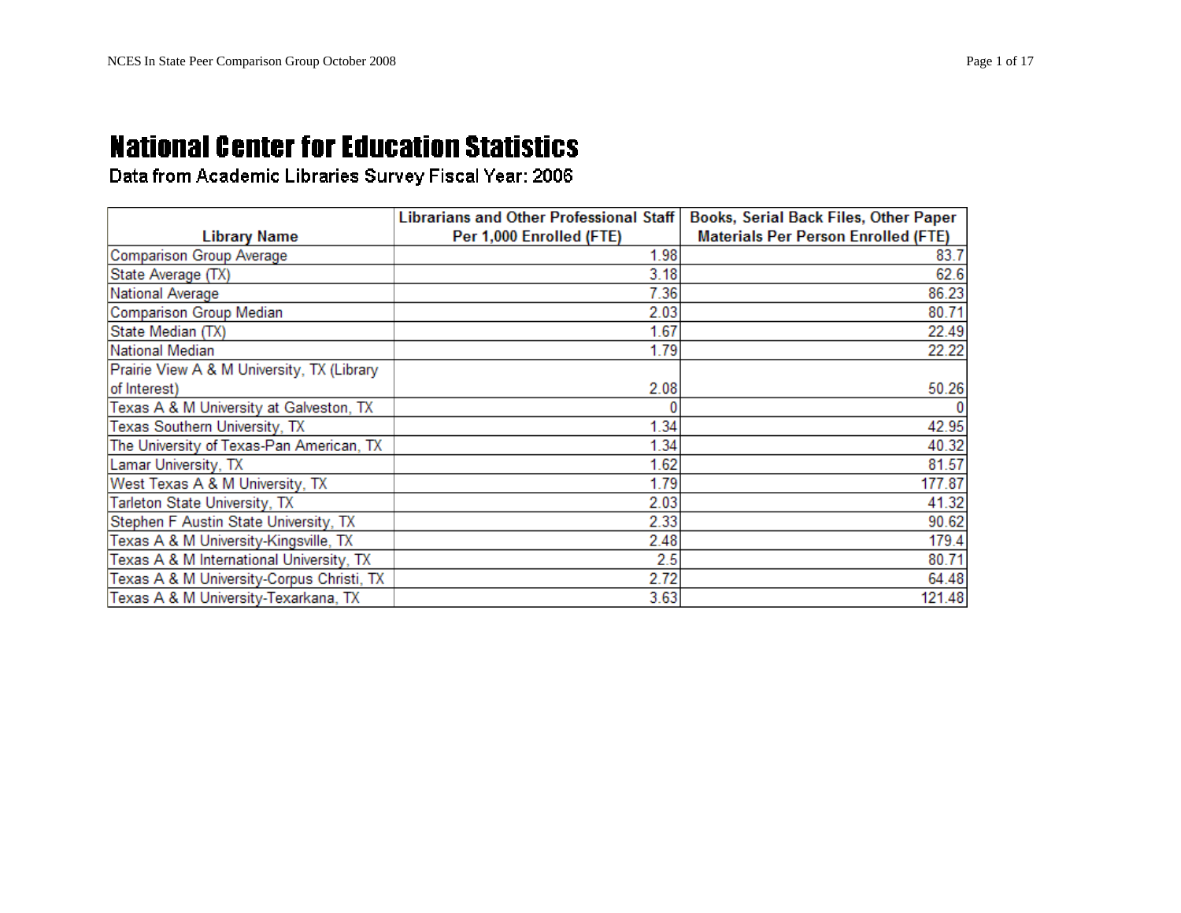# National Center for Education Statistics

Data from Academic Libraries Survey Fiscal Year: 2006

| Library Name | Librarians and Other Professional Staff Per 1,000 Enrolled (FTE) | Books, Serial Back Files, Other Paper Materials Per Person Enrolled (FTE) |
|---|---|---|
| Comparison Group Average | 1.98 | 83.7 |
| State Average (TX) | 3.18 | 62.6 |
| National Average | 7.36 | 86.23 |
| Comparison Group Median | 2.03 | 80.71 |
| State Median (TX) | 1.67 | 22.49 |
| National Median | 1.79 | 22.22 |
| Prairie View A & M University, TX (Library of Interest) | 2.08 | 50.26 |
| Texas A & M University at Galveston, TX | 0 | 0 |
| Texas Southern University, TX | 1.34 | 42.95 |
| The University of Texas-Pan American, TX | 1.34 | 40.32 |
| Lamar University, TX | 1.62 | 81.57 |
| West Texas A & M University, TX | 1.79 | 177.87 |
| Tarleton State University, TX | 2.03 | 41.32 |
| Stephen F Austin State University, TX | 2.33 | 90.62 |
| Texas A & M University-Kingsville, TX | 2.48 | 179.4 |
| Texas A & M International University, TX | 2.5 | 80.71 |
| Texas A & M University-Corpus Christi, TX | 2.72 | 64.48 |
| Texas A & M University-Texarkana, TX | 3.63 | 121.48 |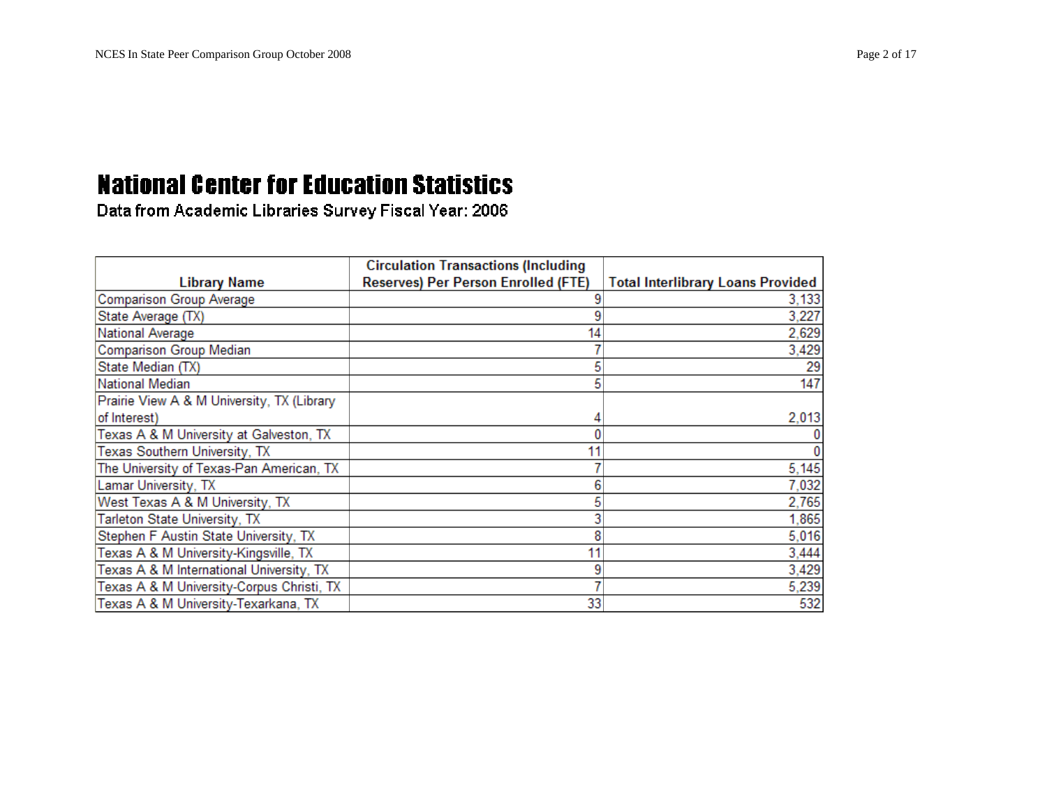# National Center for Education Statistics

Data from Academic Libraries Survey Fiscal Year: 2006

| Library Name | Circulation Transactions (Including Reserves) Per Person Enrolled (FTE) | Total Interlibrary Loans Provided |
|---|---|---|
| Comparison Group Average | 9 | 3,133 |
| State Average (TX) | 9 | 3,227 |
| National Average | 14 | 2,629 |
| Comparison Group Median | 7 | 3,429 |
| State Median (TX) | 5 | 29 |
| National Median | 5 | 147 |
| Prairie View A & M University, TX (Library of Interest) | 4 | 2,013 |
| Texas A & M University at Galveston, TX | 0 | 0 |
| Texas Southern University, TX | 11 | 0 |
| The University of Texas-Pan American, TX | 7 | 5,145 |
| Lamar University, TX | 6 | 7,032 |
| West Texas A & M University, TX | 5 | 2,765 |
| Tarleton State University, TX | 3 | 1,865 |
| Stephen F Austin State University, TX | 8 | 5,016 |
| Texas A & M University-Kingsville, TX | 11 | 3,444 |
| Texas A & M International University, TX | 9 | 3,429 |
| Texas A & M University-Corpus Christi, TX | 7 | 5,239 |
| Texas A & M University-Texarkana, TX | 33 | 532 |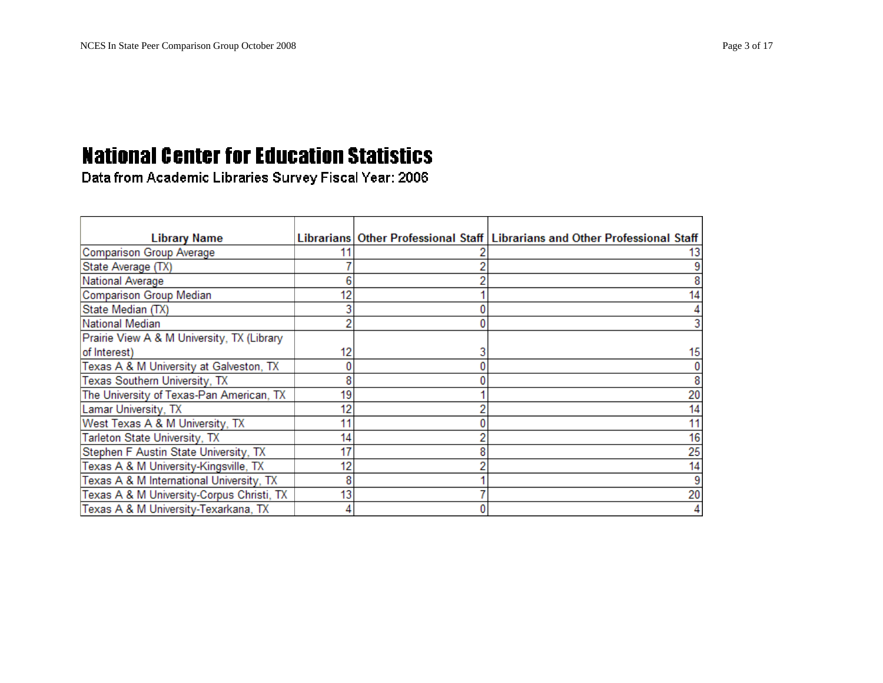# National Center for Education Statistics

Data from Academic Libraries Survey Fiscal Year: 2006

| Library Name | Librarians | Other Professional Staff | Librarians and Other Professional Staff |
|---|---|---|---|
| Comparison Group Average | 11 | 2 | 13 |
| State Average (TX) | 7 | 2 | 9 |
| National Average | 6 | 2 | 8 |
| Comparison Group Median | 12 | 1 | 14 |
| State Median (TX) | 3 | 0 | 4 |
| National Median | 2 | 0 | 3 |
| Prairie View A & M University, TX (Library of Interest) | 12 | 3 | 15 |
| Texas A & M University at Galveston, TX | 0 | 0 | 0 |
| Texas Southern University, TX | 8 | 0 | 8 |
| The University of Texas-Pan American, TX | 19 | 1 | 20 |
| Lamar University, TX | 12 | 2 | 14 |
| West Texas A & M University, TX | 11 | 0 | 11 |
| Tarleton State University, TX | 14 | 2 | 16 |
| Stephen F Austin State University, TX | 17 | 8 | 25 |
| Texas A & M University-Kingsville, TX | 12 | 2 | 14 |
| Texas A & M International University, TX | 8 | 1 | 9 |
| Texas A & M University-Corpus Christi, TX | 13 | 7 | 20 |
| Texas A & M University-Texarkana, TX | 4 | 0 | 4 |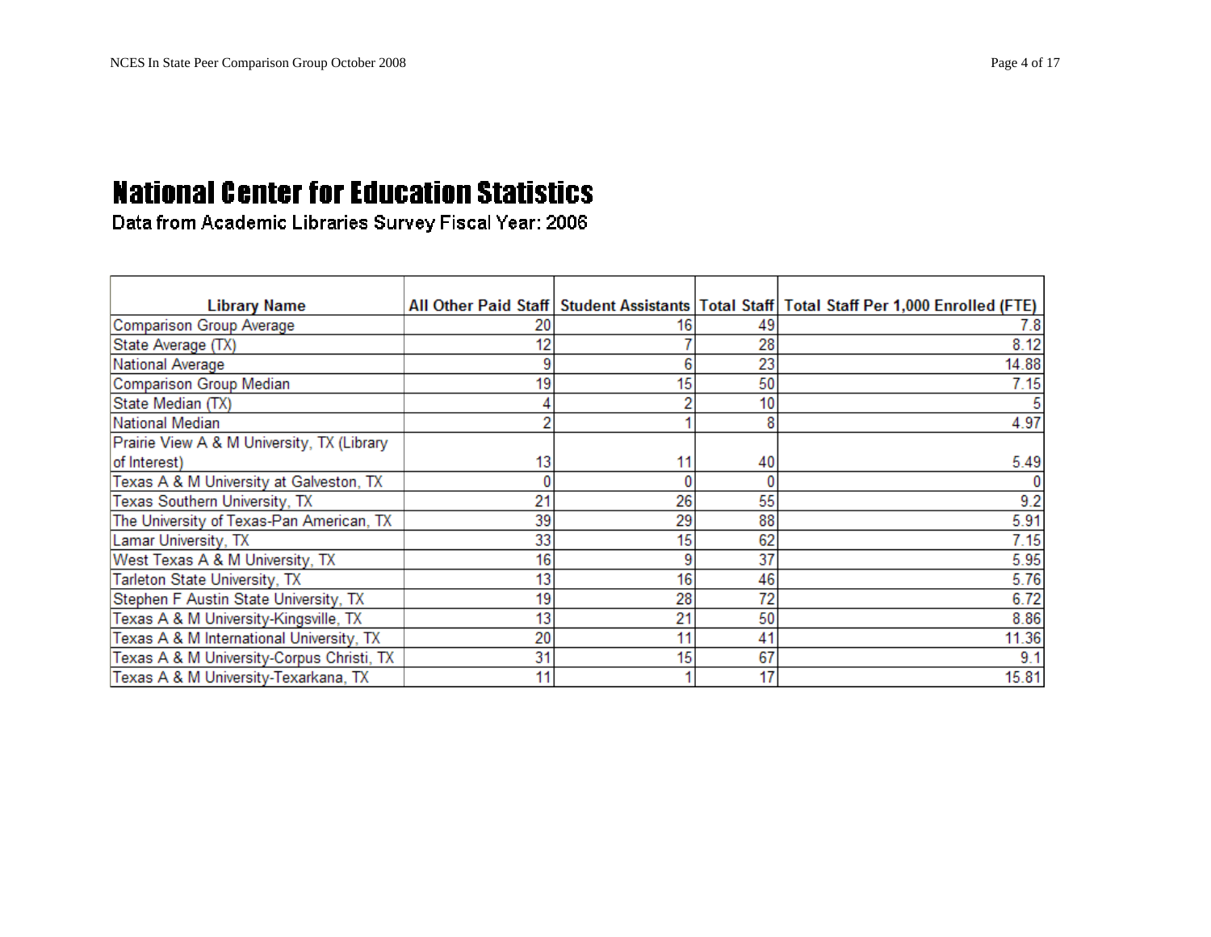# National Center for Education Statistics

Data from Academic Libraries Survey Fiscal Year: 2006

| Library Name | All Other Paid Staff | Student Assistants | Total Staff | Total Staff Per 1,000 Enrolled (FTE) |
|---|---|---|---|---|
| Comparison Group Average | 20 | 16 | 49 | 7.8 |
| State Average (TX) | 12 | 7 | 28 | 8.12 |
| National Average | 9 | 6 | 23 | 14.88 |
| Comparison Group Median | 19 | 15 | 50 | 7.15 |
| State Median (TX) | 4 | 2 | 10 | 5 |
| National Median | 2 | 1 | 8 | 4.97 |
| Prairie View A & M University, TX (Library of Interest) | 13 | 11 | 40 | 5.49 |
| Texas A & M University at Galveston, TX | 0 | 0 | 0 | 0 |
| Texas Southern University, TX | 21 | 26 | 55 | 9.2 |
| The University of Texas-Pan American, TX | 39 | 29 | 88 | 5.91 |
| Lamar University, TX | 33 | 15 | 62 | 7.15 |
| West Texas A & M University, TX | 16 | 9 | 37 | 5.95 |
| Tarleton State University, TX | 13 | 16 | 46 | 5.76 |
| Stephen F Austin State University, TX | 19 | 28 | 72 | 6.72 |
| Texas A & M University-Kingsville, TX | 13 | 21 | 50 | 8.86 |
| Texas A & M International University, TX | 20 | 11 | 41 | 11.36 |
| Texas A & M University-Corpus Christi, TX | 31 | 15 | 67 | 9.1 |
| Texas A & M University-Texarkana, TX | 11 | 1 | 17 | 15.81 |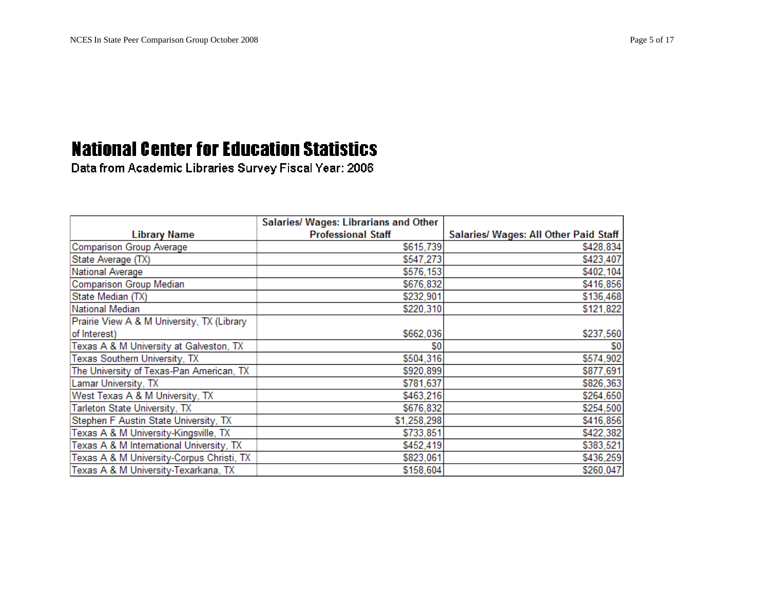# National Center for Education Statistics

Data from Academic Libraries Survey Fiscal Year: 2006

| Library Name | Salaries/ Wages: Librarians and Other Professional Staff | Salaries/ Wages: All Other Paid Staff |
|---|---|---|
| Comparison Group Average | $615,739 | $428,834 |
| State Average (TX) | $547,273 | $423,407 |
| National Average | $576,153 | $402,104 |
| Comparison Group Median | $676,832 | $416,856 |
| State Median (TX) | $232,901 | $136,468 |
| National Median | $220,310 | $121,822 |
| Prairie View A & M University, TX (Library of Interest) | $662,036 | $237,560 |
| Texas A & M University at Galveston, TX | $0 | $0 |
| Texas Southern University, TX | $504,316 | $574,902 |
| The University of Texas-Pan American, TX | $920,899 | $877,691 |
| Lamar University, TX | $781,637 | $826,363 |
| West Texas A & M University, TX | $463,216 | $264,650 |
| Tarleton State University, TX | $676,832 | $254,500 |
| Stephen F Austin State University, TX | $1,258,298 | $416,856 |
| Texas A & M University-Kingsville, TX | $733,851 | $422,382 |
| Texas A & M International University, TX | $452,419 | $383,521 |
| Texas A & M University-Corpus Christi, TX | $823,061 | $436,259 |
| Texas A & M University-Texarkana, TX | $158,604 | $260,047 |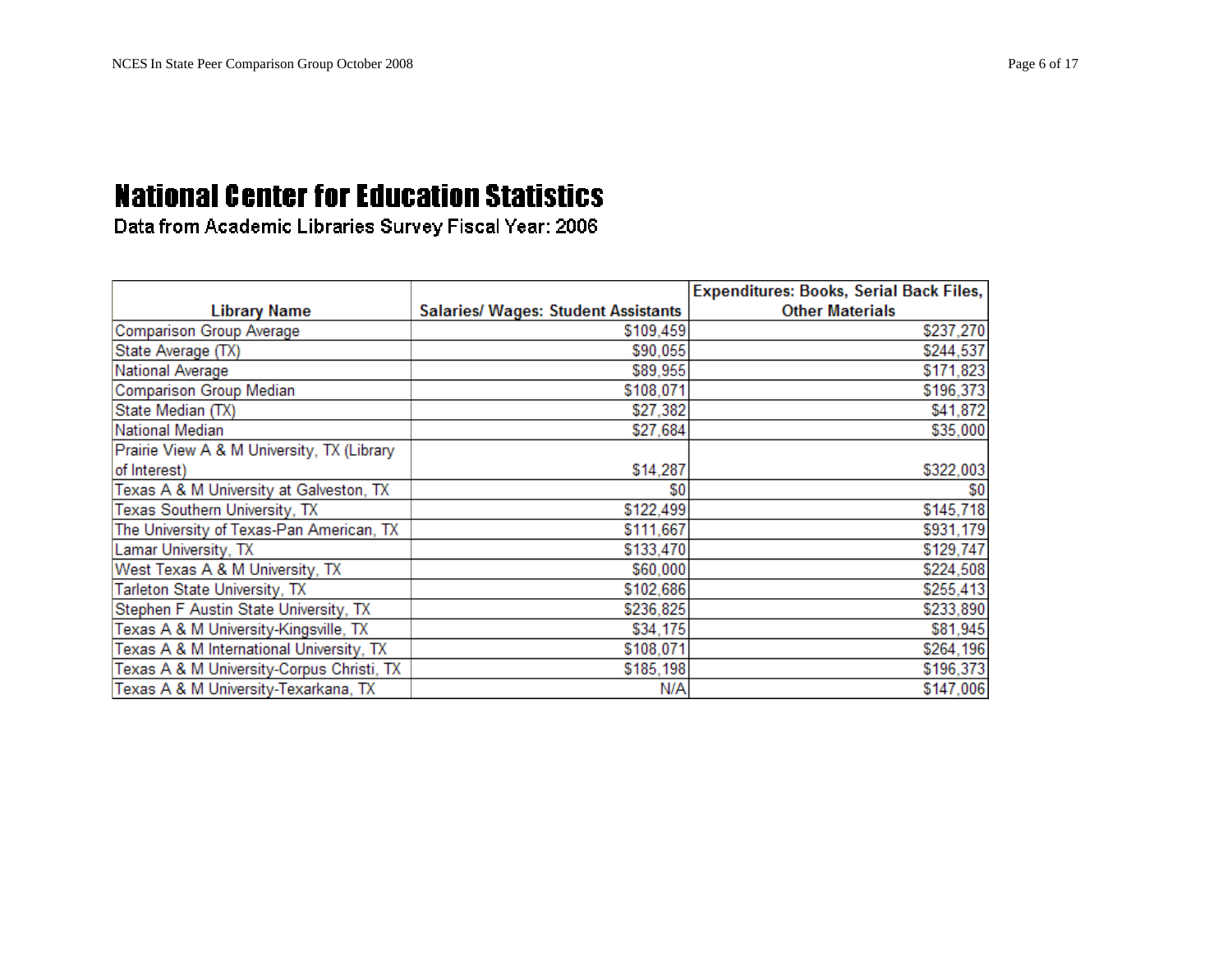# National Center for Education Statistics

Data from Academic Libraries Survey Fiscal Year: 2006

| Library Name | Salaries/ Wages: Student Assistants | Expenditures: Books, Serial Back Files, Other Materials |
|---|---|---|
| Comparison Group Average | $109,459 | $237,270 |
| State Average (TX) | $90,055 | $244,537 |
| National Average | $89,955 | $171,823 |
| Comparison Group Median | $108,071 | $196,373 |
| State Median (TX) | $27,382 | $41,872 |
| National Median | $27,684 | $35,000 |
| Prairie View A & M University, TX (Library of Interest) | $14,287 | $322,003 |
| Texas A & M University at Galveston, TX | $0 | $0 |
| Texas Southern University, TX | $122,499 | $145,718 |
| The University of Texas-Pan American, TX | $111,667 | $931,179 |
| Lamar University, TX | $133,470 | $129,747 |
| West Texas A & M University, TX | $60,000 | $224,508 |
| Tarleton State University, TX | $102,686 | $255,413 |
| Stephen F Austin State University, TX | $236,825 | $233,890 |
| Texas A & M University-Kingsville, TX | $34,175 | $81,945 |
| Texas A & M International University, TX | $108,071 | $264,196 |
| Texas A & M University-Corpus Christi, TX | $185,198 | $196,373 |
| Texas A & M University-Texarkana, TX | N/A | $147,006 |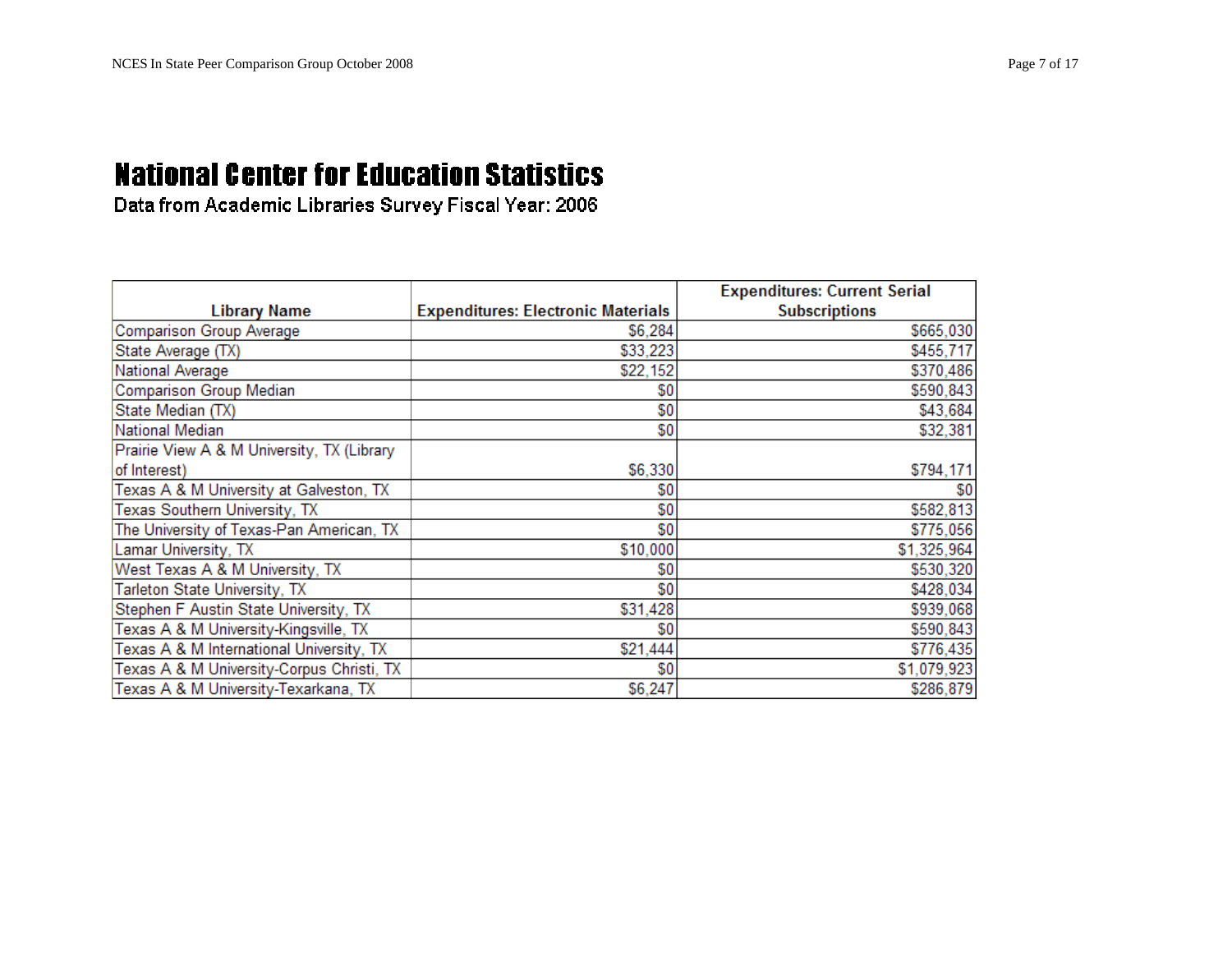# National Center for Education Statistics

Data from Academic Libraries Survey Fiscal Year: 2006

| Library Name | Expenditures: Electronic Materials | Expenditures: Current Serial Subscriptions |
|---|---|---|
| Comparison Group Average | $6,284 | $665,030 |
| State Average (TX) | $33,223 | $455,717 |
| National Average | $22,152 | $370,486 |
| Comparison Group Median | $0 | $590,843 |
| State Median (TX) | $0 | $43,684 |
| National Median | $0 | $32,381 |
| Prairie View A & M University, TX (Library of Interest) | $6,330 | $794,171 |
| Texas A & M University at Galveston, TX | $0 | $0 |
| Texas Southern University, TX | $0 | $582,813 |
| The University of Texas-Pan American, TX | $0 | $775,056 |
| Lamar University, TX | $10,000 | $1,325,964 |
| West Texas A & M University, TX | $0 | $530,320 |
| Tarleton State University, TX | $0 | $428,034 |
| Stephen F Austin State University, TX | $31,428 | $939,068 |
| Texas A & M University-Kingsville, TX | $0 | $590,843 |
| Texas A & M International University, TX | $21,444 | $776,435 |
| Texas A & M University-Corpus Christi, TX | $0 | $1,079,923 |
| Texas A & M University-Texarkana, TX | $6,247 | $286,879 |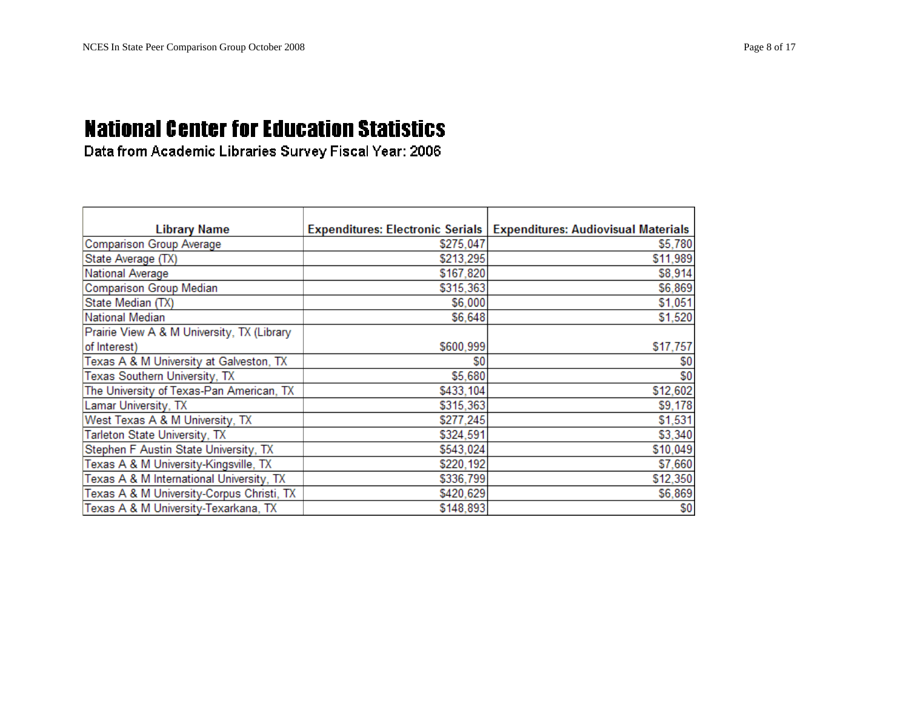# National Center for Education Statistics

Data from Academic Libraries Survey Fiscal Year: 2006

| Library Name | Expenditures: Electronic Serials | Expenditures: Audiovisual Materials |
|---|---|---|
| Comparison Group Average | $275,047 | $5,780 |
| State Average (TX) | $213,295 | $11,989 |
| National Average | $167,820 | $8,914 |
| Comparison Group Median | $315,363 | $6,869 |
| State Median (TX) | $6,000 | $1,051 |
| National Median | $6,648 | $1,520 |
| Prairie View A & M University, TX (Library of Interest) | $600,999 | $17,757 |
| Texas A & M University at Galveston, TX | $0 | $0 |
| Texas Southern University, TX | $5,680 | $0 |
| The University of Texas-Pan American, TX | $433,104 | $12,602 |
| Lamar University, TX | $315,363 | $9,178 |
| West Texas A & M University, TX | $277,245 | $1,531 |
| Tarleton State University, TX | $324,591 | $3,340 |
| Stephen F Austin State University, TX | $543,024 | $10,049 |
| Texas A & M University-Kingsville, TX | $220,192 | $7,660 |
| Texas A & M International University, TX | $336,799 | $12,350 |
| Texas A & M University-Corpus Christi, TX | $420,629 | $6,869 |
| Texas A & M University-Texarkana, TX | $148,893 | $0 |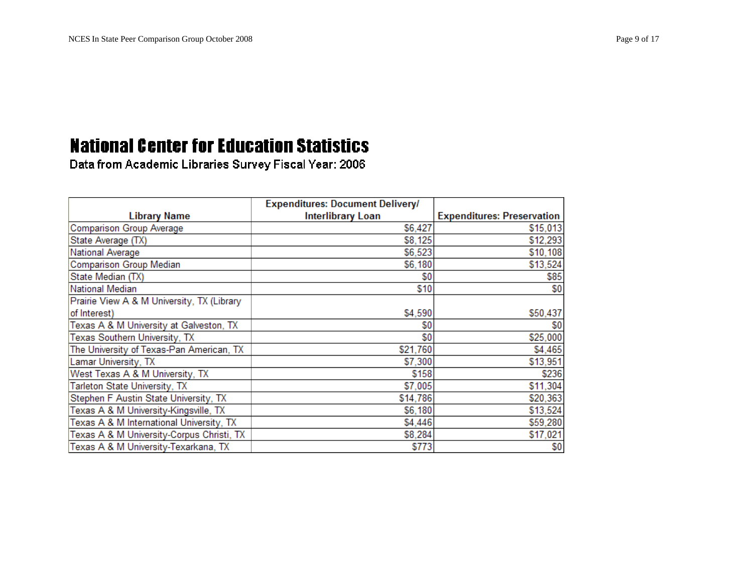# National Center for Education Statistics

Data from Academic Libraries Survey Fiscal Year: 2006

| Library Name | Expenditures: Document Delivery/ Interlibrary Loan | Expenditures: Preservation |
|---|---|---|
| Comparison Group Average | $6,427 | $15,013 |
| State Average (TX) | $8,125 | $12,293 |
| National Average | $6,523 | $10,108 |
| Comparison Group Median | $6,180 | $13,524 |
| State Median (TX) | $0 | $85 |
| National Median | $10 | $0 |
| Prairie View A & M University, TX (Library of Interest) | $4,590 | $50,437 |
| Texas A & M University at Galveston, TX | $0 | $0 |
| Texas Southern University, TX | $0 | $25,000 |
| The University of Texas-Pan American, TX | $21,760 | $4,465 |
| Lamar University, TX | $7,300 | $13,951 |
| West Texas A & M University, TX | $158 | $236 |
| Tarleton State University, TX | $7,005 | $11,304 |
| Stephen F Austin State University, TX | $14,786 | $20,363 |
| Texas A & M University-Kingsville, TX | $6,180 | $13,524 |
| Texas A & M International University, TX | $4,446 | $59,280 |
| Texas A & M University-Corpus Christi, TX | $8,284 | $17,021 |
| Texas A & M University-Texarkana, TX | $773 | $0 |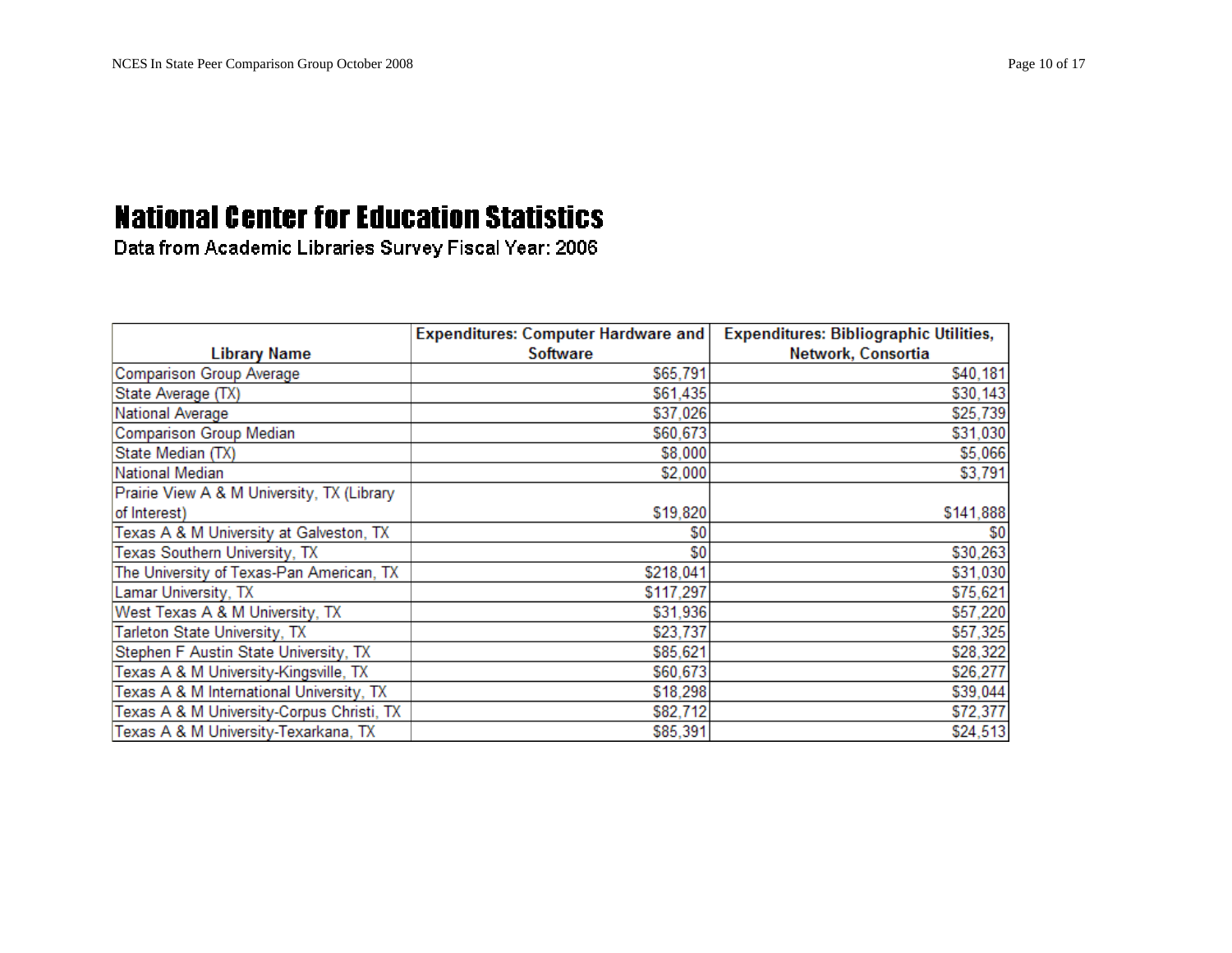# National Center for Education Statistics

Data from Academic Libraries Survey Fiscal Year: 2006

| Library Name | Expenditures: Computer Hardware and Software | Expenditures: Bibliographic Utilities, Network, Consortia |
|---|---|---|
| Comparison Group Average | $65,791 | $40,181 |
| State Average (TX) | $61,435 | $30,143 |
| National Average | $37,026 | $25,739 |
| Comparison Group Median | $60,673 | $31,030 |
| State Median (TX) | $8,000 | $5,066 |
| National Median | $2,000 | $3,791 |
| Prairie View A & M University, TX (Library of Interest) | $19,820 | $141,888 |
| Texas A & M University at Galveston, TX | $0 | $0 |
| Texas Southern University, TX | $0 | $30,263 |
| The University of Texas-Pan American, TX | $218,041 | $31,030 |
| Lamar University, TX | $117,297 | $75,621 |
| West Texas A & M University, TX | $31,936 | $57,220 |
| Tarleton State University, TX | $23,737 | $57,325 |
| Stephen F Austin State University, TX | $85,621 | $28,322 |
| Texas A & M University-Kingsville, TX | $60,673 | $26,277 |
| Texas A & M International University, TX | $18,298 | $39,044 |
| Texas A & M University-Corpus Christi, TX | $82,712 | $72,377 |
| Texas A & M University-Texarkana, TX | $85,391 | $24,513 |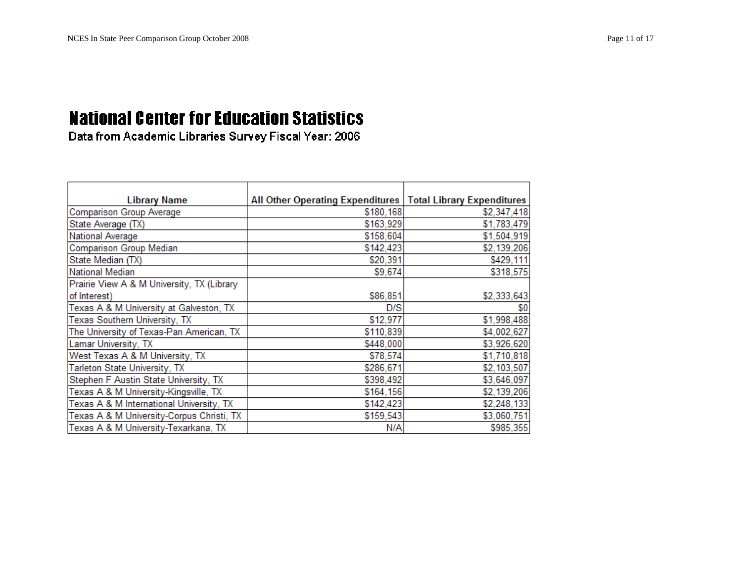# National Center for Education Statistics

Data from Academic Libraries Survey Fiscal Year: 2006

| Library Name | All Other Operating Expenditures | Total Library Expenditures |
|---|---|---|
| Comparison Group Average | $180,168 | $2,347,418 |
| State Average (TX) | $163,929 | $1,783,479 |
| National Average | $158,604 | $1,504,919 |
| Comparison Group Median | $142,423 | $2,139,206 |
| State Median (TX) | $20,391 | $429,111 |
| National Median | $9,674 | $318,575 |
| Prairie View A & M University, TX (Library of Interest) | $86,851 | $2,333,643 |
| Texas A & M University at Galveston, TX | D/S | $0 |
| Texas Southern University, TX | $12,977 | $1,998,488 |
| The University of Texas-Pan American, TX | $110,839 | $4,002,627 |
| Lamar University, TX | $448,000 | $3,926,620 |
| West Texas A & M University, TX | $78,574 | $1,710,818 |
| Tarleton State University, TX | $286,671 | $2,103,507 |
| Stephen F Austin State University, TX | $398,492 | $3,646,097 |
| Texas A & M University-Kingsville, TX | $164,156 | $2,139,206 |
| Texas A & M International University, TX | $142,423 | $2,248,133 |
| Texas A & M University-Corpus Christi, TX | $159,543 | $3,060,751 |
| Texas A & M University-Texarkana, TX | N/A | $985,355 |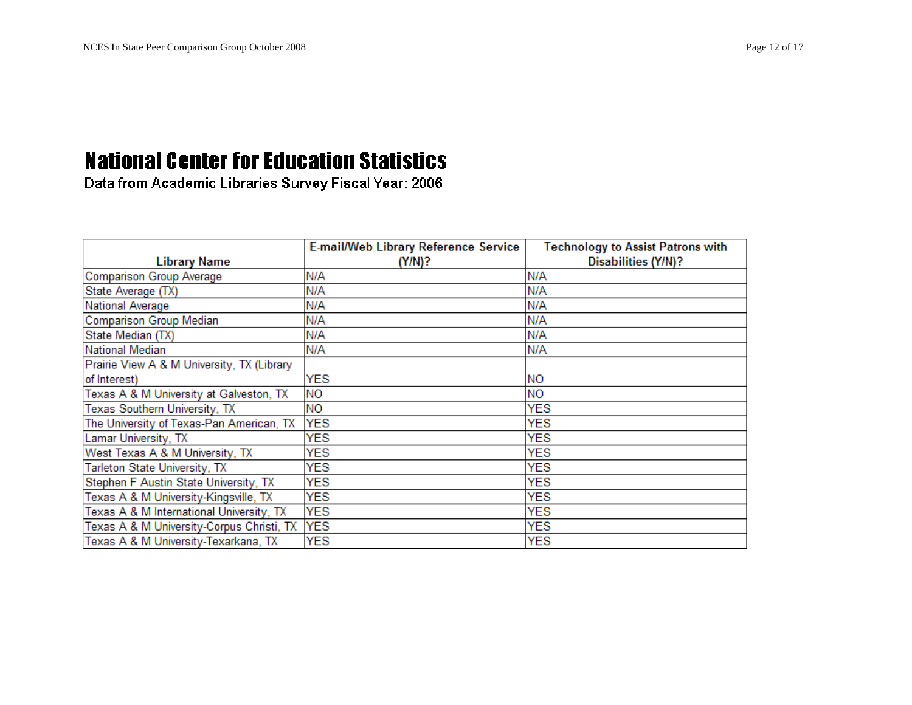# National Center for Education Statistics

Data from Academic Libraries Survey Fiscal Year: 2006

| Library Name | E-mail/Web Library Reference Service (Y/N)? | Technology to Assist Patrons with Disabilities (Y/N)? |
|---|---|---|
| Comparison Group Average | N/A | N/A |
| State Average (TX) | N/A | N/A |
| National Average | N/A | N/A |
| Comparison Group Median | N/A | N/A |
| State Median (TX) | N/A | N/A |
| National Median | N/A | N/A |
| Prairie View A & M University, TX (Library of Interest) | YES | NO |
| Texas A & M University at Galveston, TX | NO | NO |
| Texas Southern University, TX | NO | YES |
| The University of Texas-Pan American, TX | YES | YES |
| Lamar University, TX | YES | YES |
| West Texas A & M University, TX | YES | YES |
| Tarleton State University, TX | YES | YES |
| Stephen F Austin State University, TX | YES | YES |
| Texas A & M University-Kingsville, TX | YES | YES |
| Texas A & M International University, TX | YES | YES |
| Texas A & M University-Corpus Christi, TX | YES | YES |
| Texas A & M University-Texarkana, TX | YES | YES |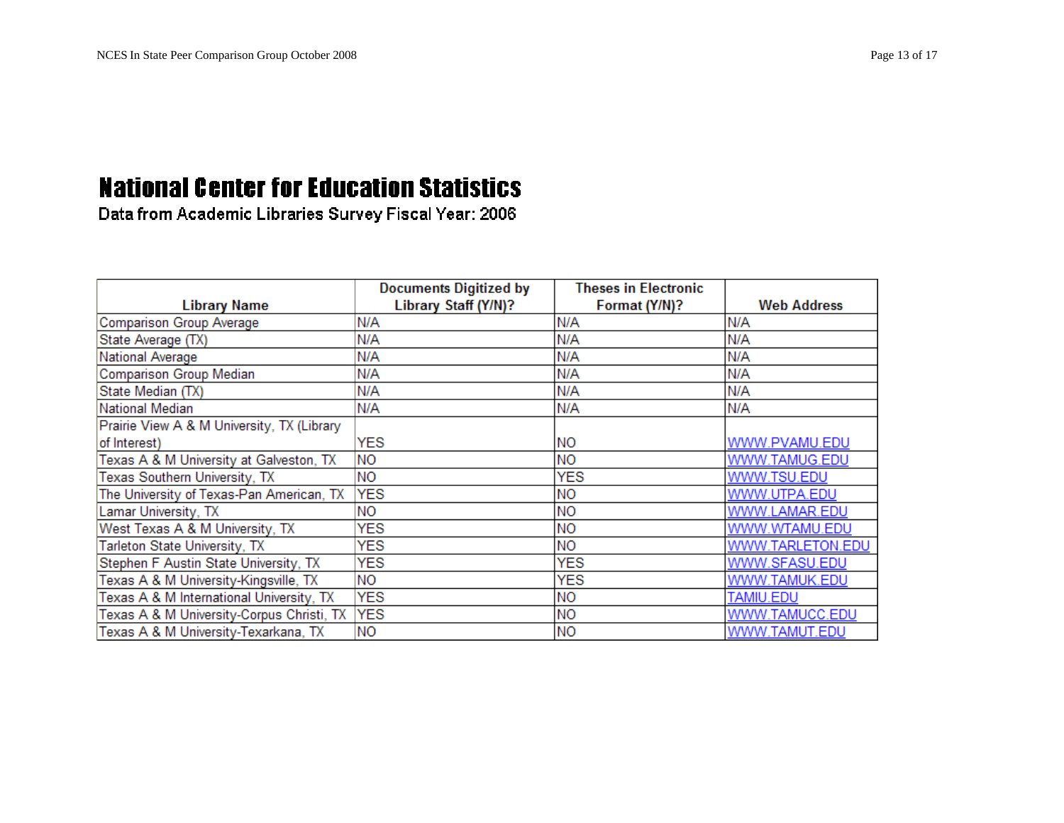# National Center for Education Statistics

Data from Academic Libraries Survey Fiscal Year: 2006

| Library Name | Documents Digitized by Library Staff (Y/N)? | Theses in Electronic Format (Y/N)? | Web Address |
|---|---|---|---|
| Comparison Group Average | N/A | N/A | N/A |
| State Average (TX) | N/A | N/A | N/A |
| National Average | N/A | N/A | N/A |
| Comparison Group Median | N/A | N/A | N/A |
| State Median (TX) | N/A | N/A | N/A |
| National Median | N/A | N/A | N/A |
| Prairie View A & M University, TX (Library of Interest) | YES | NO | WWW.PVAMU.EDU |
| Texas A & M University at Galveston, TX | NO | NO | WWW.TAMUG.EDU |
| Texas Southern University, TX | NO | YES | WWW.TSU.EDU |
| The University of Texas-Pan American, TX | YES | NO | WWW.UTPA.EDU |
| Lamar University, TX | NO | NO | WWW.LAMAR.EDU |
| West Texas A & M University, TX | YES | NO | WWW.WTAMU.EDU |
| Tarleton State University, TX | YES | NO | WWW.TARLETON.EDU |
| Stephen F Austin State University, TX | YES | YES | WWW.SFASU.EDU |
| Texas A & M University-Kingsville, TX | NO | YES | WWW.TAMUK.EDU |
| Texas A & M International University, TX | YES | NO | TAMIU.EDU |
| Texas A & M University-Corpus Christi, TX | YES | NO | WWW.TAMUCC.EDU |
| Texas A & M University-Texarkana, TX | NO | NO | WWW.TAMUT.EDU |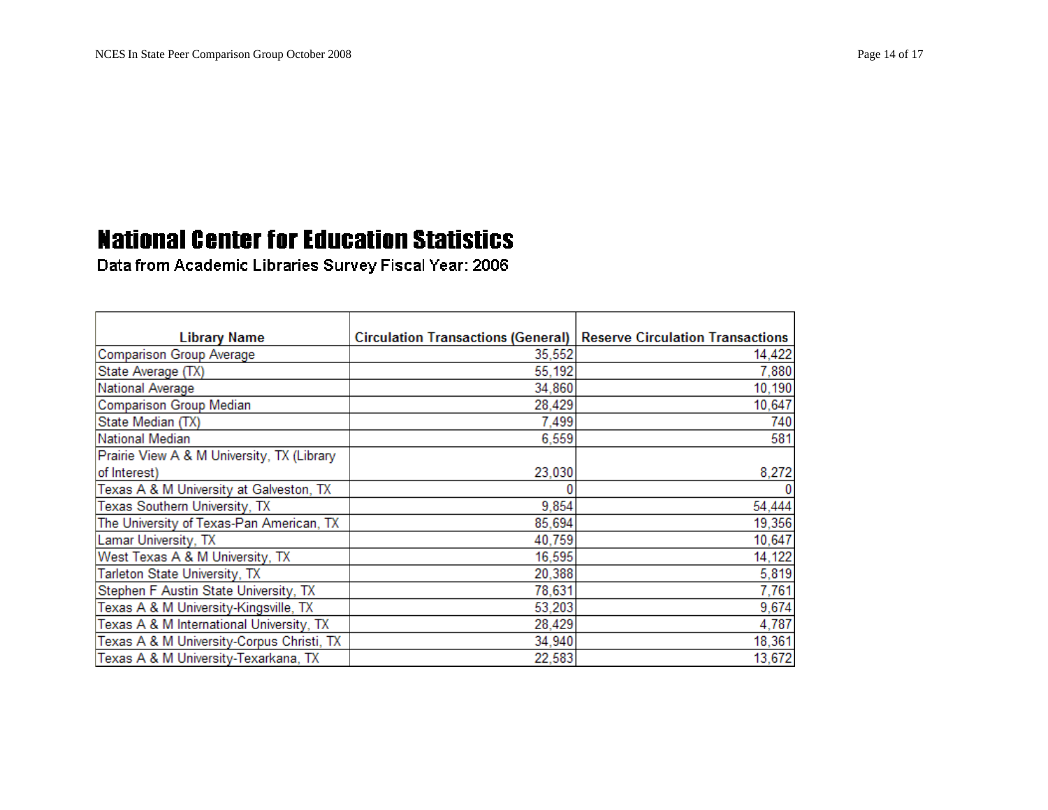# National Center for Education Statistics

Data from Academic Libraries Survey Fiscal Year: 2006

| Library Name | Circulation Transactions (General) | Reserve Circulation Transactions |
|---|---|---|
| Comparison Group Average | 35,552 | 14,422 |
| State Average (TX) | 55,192 | 7,880 |
| National Average | 34,860 | 10,190 |
| Comparison Group Median | 28,429 | 10,647 |
| State Median (TX) | 7,499 | 740 |
| National Median | 6,559 | 581 |
| Prairie View A & M University, TX (Library of Interest) | 23,030 | 8,272 |
| Texas A & M University at Galveston, TX | 0 | 0 |
| Texas Southern University, TX | 9,854 | 54,444 |
| The University of Texas-Pan American, TX | 85,694 | 19,356 |
| Lamar University, TX | 40,759 | 10,647 |
| West Texas A & M University, TX | 16,595 | 14,122 |
| Tarleton State University, TX | 20,388 | 5,819 |
| Stephen F Austin State University, TX | 78,631 | 7,761 |
| Texas A & M University-Kingsville, TX | 53,203 | 9,674 |
| Texas A & M International University, TX | 28,429 | 4,787 |
| Texas A & M University-Corpus Christi, TX | 34,940 | 18,361 |
| Texas A & M University-Texarkana, TX | 22,583 | 13,672 |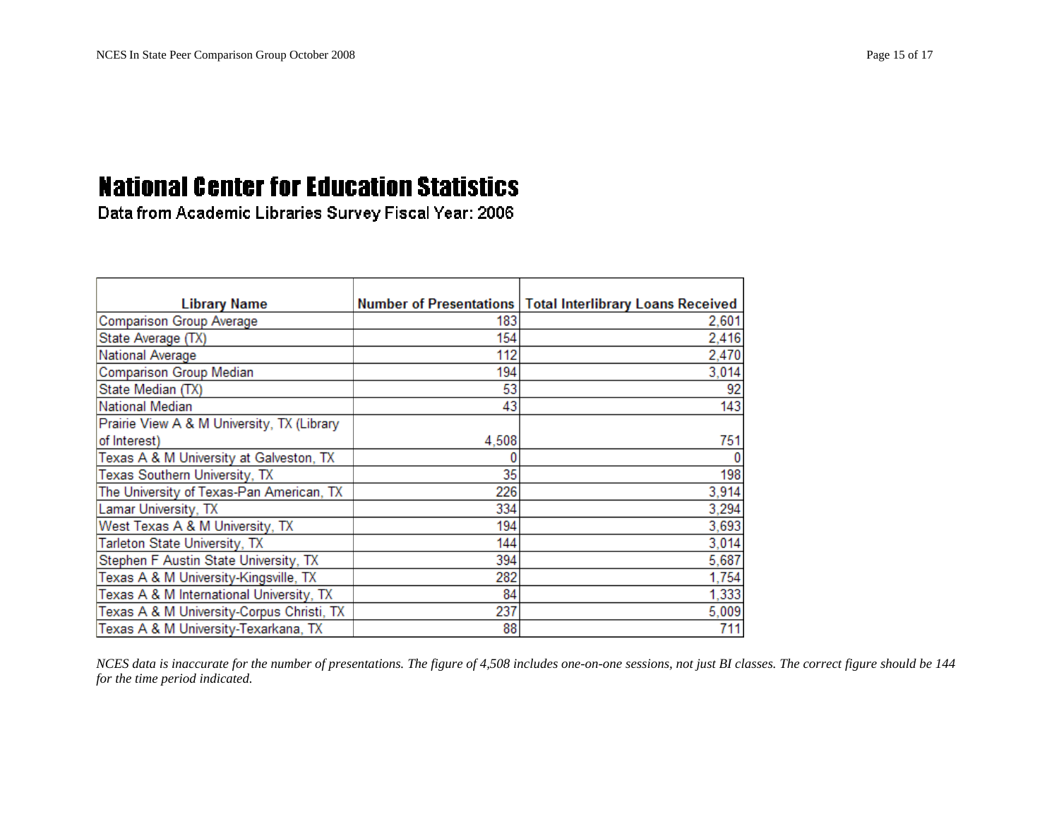# National Center for Education Statistics

Data from Academic Libraries Survey Fiscal Year: 2006

| Library Name | Number of Presentations | Total Interlibrary Loans Received |
| --- | --- | --- |
| Comparison Group Average | 183 | 2,601 |
| State Average (TX) | 154 | 2,416 |
| National Average | 112 | 2,470 |
| Comparison Group Median | 194 | 3,014 |
| State Median (TX) | 53 | 92 |
| National Median | 43 | 143 |
| Prairie View A & M University, TX (Library of Interest) | 4,508 | 751 |
| Texas A & M University at Galveston, TX | 0 | 0 |
| Texas Southern University, TX | 35 | 198 |
| The University of Texas-Pan American, TX | 226 | 3,914 |
| Lamar University, TX | 334 | 3,294 |
| West Texas A & M University, TX | 194 | 3,693 |
| Tarleton State University, TX | 144 | 3,014 |
| Stephen F Austin State University, TX | 394 | 5,687 |
| Texas A & M University-Kingsville, TX | 282 | 1,754 |
| Texas A & M International University, TX | 84 | 1,333 |
| Texas A & M University-Corpus Christi, TX | 237 | 5,009 |
| Texas A & M University-Texarkana, TX | 88 | 711 |

*NCES data is inaccurate for the number of presentations. The figure of 4,508 includes one-on-one sessions, not just BI classes. The correct figure should be 144 for the time period indicated.*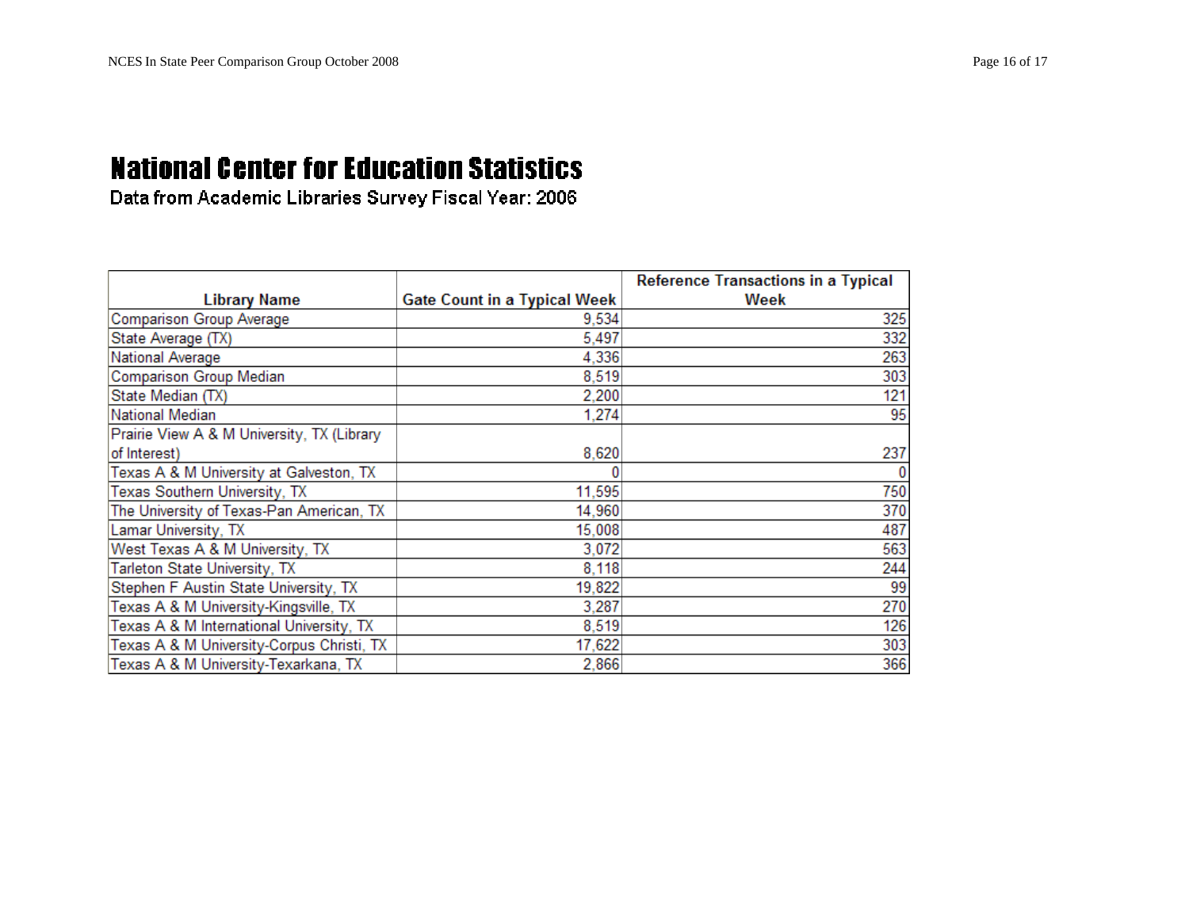# National Center for Education Statistics

Data from Academic Libraries Survey Fiscal Year: 2006

| Library Name | Gate Count in a Typical Week | Reference Transactions in a Typical Week |
|---|---|---|
| Comparison Group Average | 9,534 | 325 |
| State Average (TX) | 5,497 | 332 |
| National Average | 4,336 | 263 |
| Comparison Group Median | 8,519 | 303 |
| State Median (TX) | 2,200 | 121 |
| National Median | 1,274 | 95 |
| Prairie View A & M University, TX (Library of Interest) | 8,620 | 237 |
| Texas A & M University at Galveston, TX | 0 | 0 |
| Texas Southern University, TX | 11,595 | 750 |
| The University of Texas-Pan American, TX | 14,960 | 370 |
| Lamar University, TX | 15,008 | 487 |
| West Texas A & M University, TX | 3,072 | 563 |
| Tarleton State University, TX | 8,118 | 244 |
| Stephen F Austin State University, TX | 19,822 | 99 |
| Texas A & M University-Kingsville, TX | 3,287 | 270 |
| Texas A & M International University, TX | 8,519 | 126 |
| Texas A & M University-Corpus Christi, TX | 17,622 | 303 |
| Texas A & M University-Texarkana, TX | 2,866 | 366 |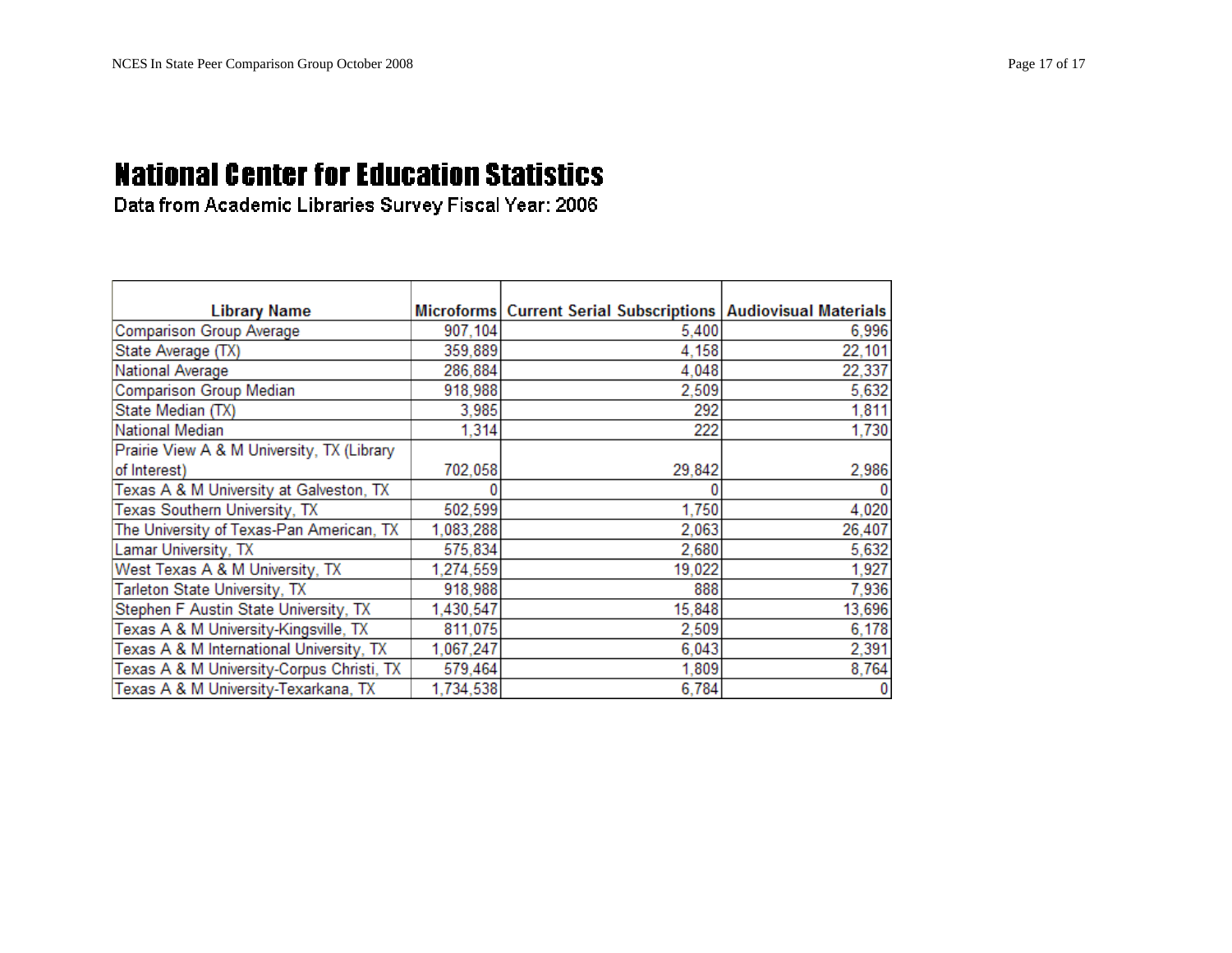# National Center for Education Statistics

Data from Academic Libraries Survey Fiscal Year: 2006

| Library Name | Microforms | Current Serial Subscriptions | Audiovisual Materials |
|---|---|---|---|
| Comparison Group Average | 907,104 | 5,400 | 6,996 |
| State Average (TX) | 359,889 | 4,158 | 22,101 |
| National Average | 286,884 | 4,048 | 22,337 |
| Comparison Group Median | 918,988 | 2,509 | 5,632 |
| State Median (TX) | 3,985 | 292 | 1,811 |
| National Median | 1,314 | 222 | 1,730 |
| Prairie View A & M University, TX (Library of Interest) | 702,058 | 29,842 | 2,986 |
| Texas A & M University at Galveston, TX | 0 | 0 | 0 |
| Texas Southern University, TX | 502,599 | 1,750 | 4,020 |
| The University of Texas-Pan American, TX | 1,083,288 | 2,063 | 26,407 |
| Lamar University, TX | 575,834 | 2,680 | 5,632 |
| West Texas A & M University, TX | 1,274,559 | 19,022 | 1,927 |
| Tarleton State University, TX | 918,988 | 888 | 7,936 |
| Stephen F Austin State University, TX | 1,430,547 | 15,848 | 13,696 |
| Texas A & M University-Kingsville, TX | 811,075 | 2,509 | 6,178 |
| Texas A & M International University, TX | 1,067,247 | 6,043 | 2,391 |
| Texas A & M University-Corpus Christi, TX | 579,464 | 1,809 | 8,764 |
| Texas A & M University-Texarkana, TX | 1,734,538 | 6,784 | 0 |